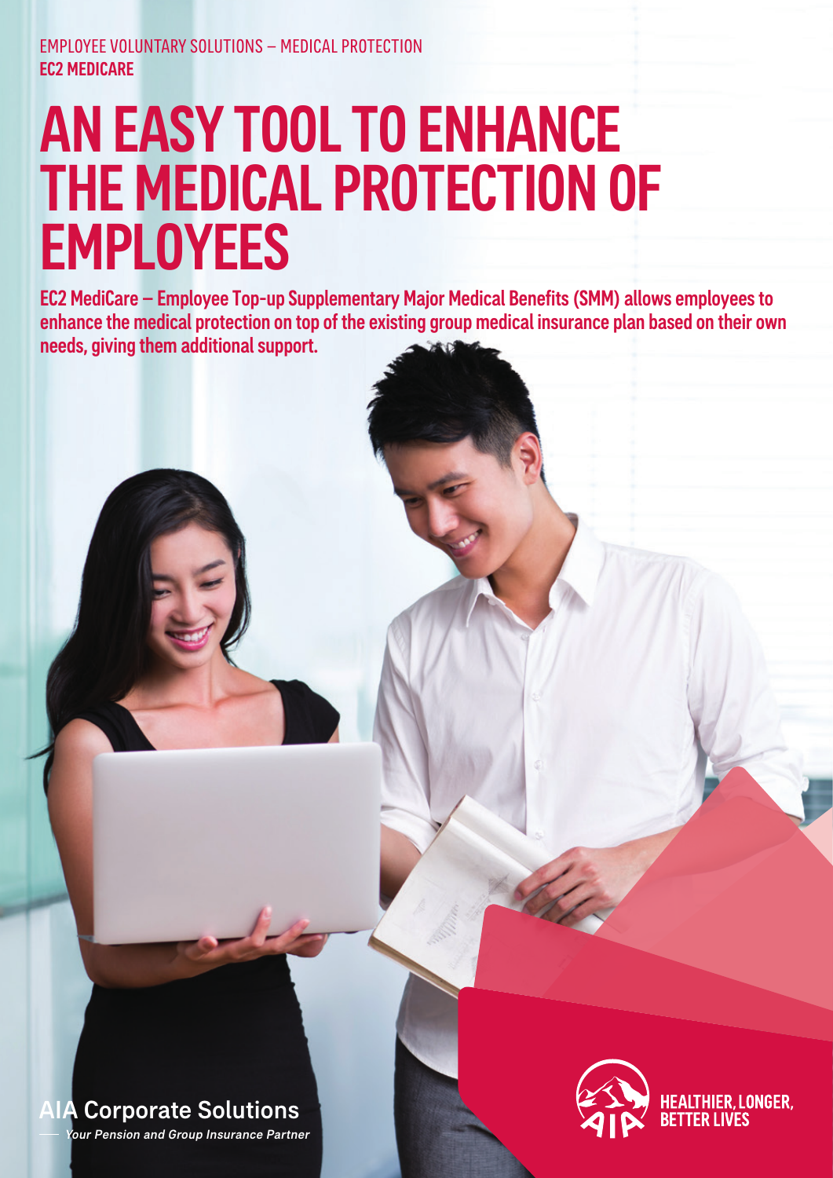EMPLOYEE VOLUNTARY SOLUTIONS – MEDICAL PROTECTION

**EC2 MEDICARE**

# AN EASY TOOL TO ENHANCE THE MEDICAL PROTECTION OF EMPLOYEES

**EC2 MediCare – Employee Top-up Supplementary Major Medical Benefits (SMM) allows employees to enhance the medical protection on top of the existing group medical insurance plan based on their own needs, giving them additional support.**

**AIA Corporate Solutions**

*Your Pension and Group Insurance Partner*

**HEALTHIER, LONGER, BETTER LIVES**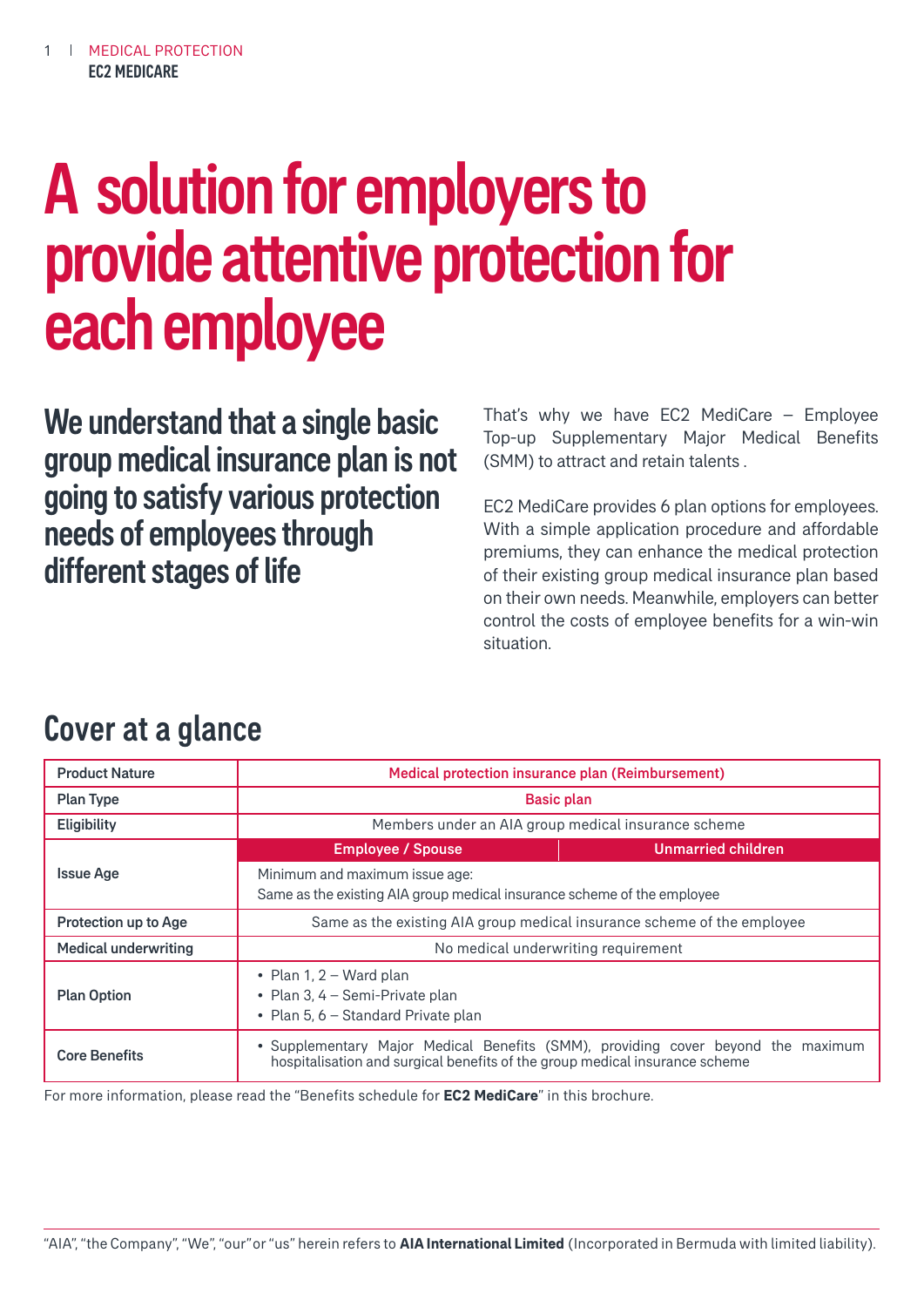# A solution for employers to provide attentive protection for each employee

## We understand that a single basic group medical insurance plan is not going to satisfy various protection needs of employees through different stages of life

That's why we have EC2 MediCare – Employee Top-up Supplementary Major Medical Benefits (SMM) to attract and retain talents .

EC2 MediCare provides 6 plan options for employees. With a simple application procedure and affordable premiums, they can enhance the medical protection of their existing group medical insurance plan based on their own needs. Meanwhile, employers can better control the costs of employee benefits for a win-win situation.

## Cover at a glance

| | | |
|---|---|---|
| **Product Nature** | **Medical protection insurance plan (Reimbursement)** | |
| **Plan Type** | **Basic plan** | |
| **Eligibility** | Members under an AIA group medical insurance scheme | |
| **Issue Age** | **Employee / Spouse** | **Unmarried children** |
| | Minimum and maximum issue age:<br>Same as the existing AIA group medical insurance scheme of the employee | |
| **Protection up to Age** | Same as the existing AIA group medical insurance scheme of the employee | |
| **Medical underwriting** | No medical underwriting requirement | |
| **Plan Option** | • Plan 1, 2 – Ward plan<br>• Plan 3, 4 – Semi-Private plan<br>• Plan 5, 6 – Standard Private plan | |
| **Core Benefits** | • Supplementary Major Medical Benefits (SMM), providing cover beyond the maximum hospitalisation and surgical benefits of the group medical insurance scheme | |

For more information, please read the "Benefits schedule for **EC2 MediCare**" in this brochure.

"AIA", "the Company", "We", "our" or "us" herein refers to **AIA International Limited** (Incorporated in Bermuda with limited liability).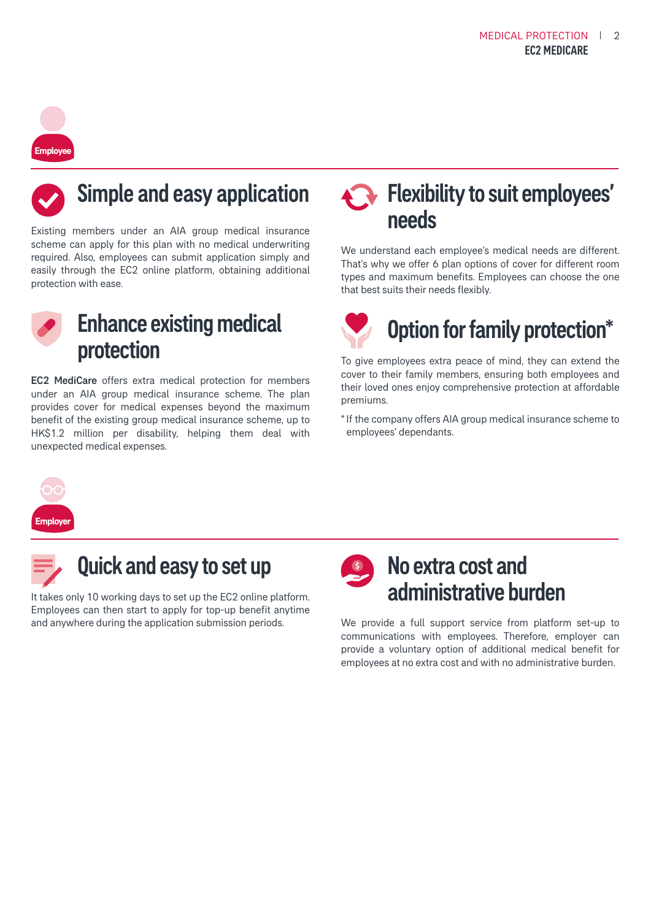**Employee**

## Simple and easy application

Existing members under an AIA group medical insurance scheme can apply for this plan with no medical underwriting required. Also, employees can submit application simply and easily through the EC2 online platform, obtaining additional protection with ease.

## Enhance existing medical protection

**EC2 MediCare** offers extra medical protection for members under an AIA group medical insurance scheme. The plan provides cover for medical expenses beyond the maximum benefit of the existing group medical insurance scheme, up to HK$1.2 million per disability, helping them deal with unexpected medical expenses.

## Flexibility to suit employees' needs

We understand each employee's medical needs are different. That's why we offer 6 plan options of cover for different room types and maximum benefits. Employees can choose the one that best suits their needs flexibly.

## Option for family protection*

To give employees extra peace of mind, they can extend the cover to their family members, ensuring both employees and their loved ones enjoy comprehensive protection at affordable premiums.

* If the company offers AIA group medical insurance scheme to employees' dependants.

**Employer**

## Quick and easy to set up

It takes only 10 working days to set up the EC2 online platform. Employees can then start to apply for top-up benefit anytime and anywhere during the application submission periods.

## No extra cost and administrative burden

We provide a full support service from platform set-up to communications with employees. Therefore, employer can provide a voluntary option of additional medical benefit for employees at no extra cost and with no administrative burden.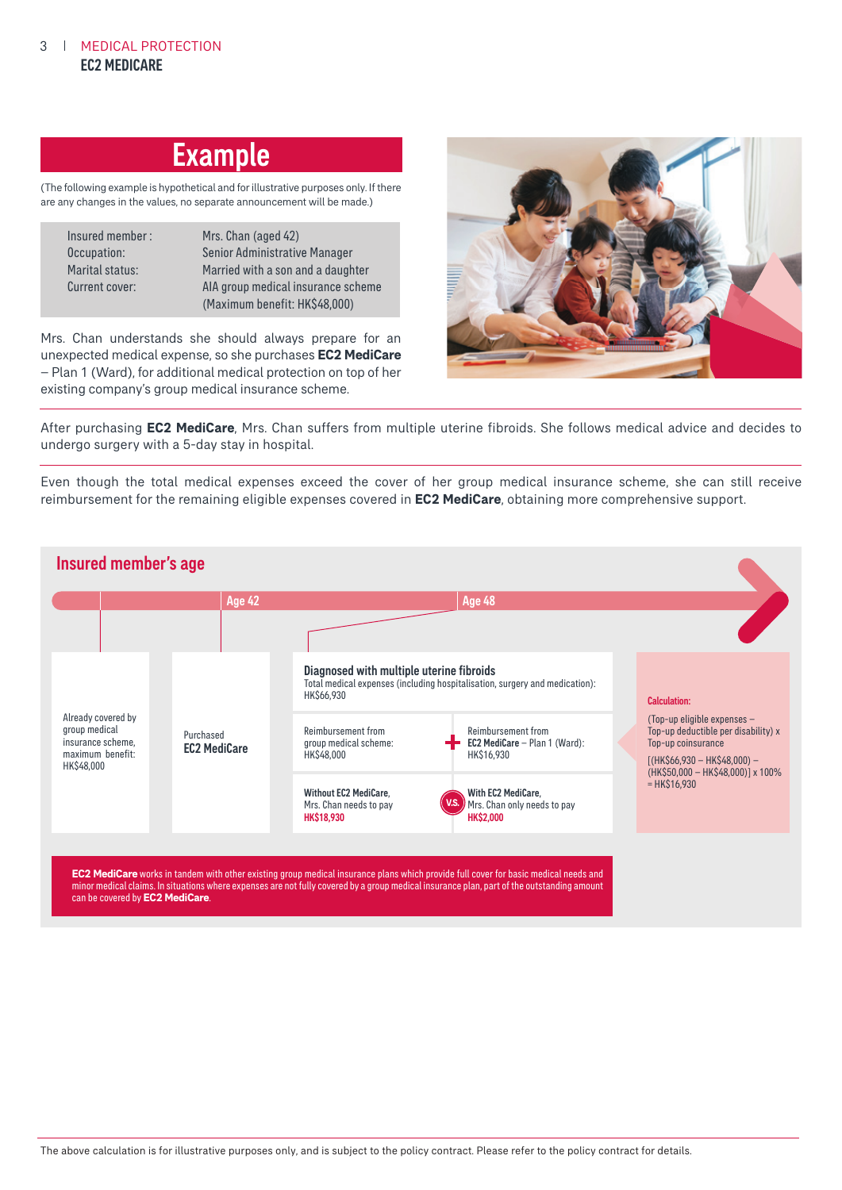## Example

(The following example is hypothetical and for illustrative purposes only. If there are any changes in the values, no separate announcement will be made.)

| | |
|---|---|
| Insured member: | Mrs. Chan (aged 42) |
| Occupation: | Senior Administrative Manager |
| Marital status: | Married with a son and a daughter |
| Current cover: | AIA group medical insurance scheme (Maximum benefit: HK$48,000) |

Mrs. Chan understands she should always prepare for an unexpected medical expense, so she purchases **EC2 MediCare** – Plan 1 (Ward), for additional medical protection on top of her existing company's group medical insurance scheme.

After purchasing **EC2 MediCare**, Mrs. Chan suffers from multiple uterine fibroids. She follows medical advice and decides to undergo surgery with a 5-day stay in hospital.

Even though the total medical expenses exceed the cover of her group medical insurance scheme, she can still receive reimbursement for the remaining eligible expenses covered in **EC2 MediCare**, obtaining more comprehensive support.

### Insured member's age

Already covered by group medical insurance scheme, maximum benefit: HK$48,000

**Age 42**

Purchased **EC2 MediCare**

**Age 48**

**Diagnosed with multiple uterine fibroids**
Total medical expenses (including hospitalisation, surgery and medication): HK$66,930

Reimbursement from group medical scheme: HK$48,000

+ Reimbursement from **EC2 MediCare** – Plan 1 (Ward): HK$16,930

**Without EC2 MediCare,** Mrs. Chan needs to pay **HK$18,930**

V.S.

**With EC2 MediCare,** Mrs. Chan only needs to pay **HK$2,000**

**Calculation:**

(Top-up eligible expenses – Top-up deductible per disability) x Top-up coinsurance

[(HK$66,930 – HK$48,000) – (HK$50,000 – HK$48,000)] x 100% = HK$16,930

**EC2 MediCare** works in tandem with other existing group medical insurance plans which provide full cover for basic medical needs and minor medical claims. In situations where expenses are not fully covered by a group medical insurance plan, part of the outstanding amount can be covered by **EC2 MediCare**.

The above calculation is for illustrative purposes only, and is subject to the policy contract. Please refer to the policy contract for details.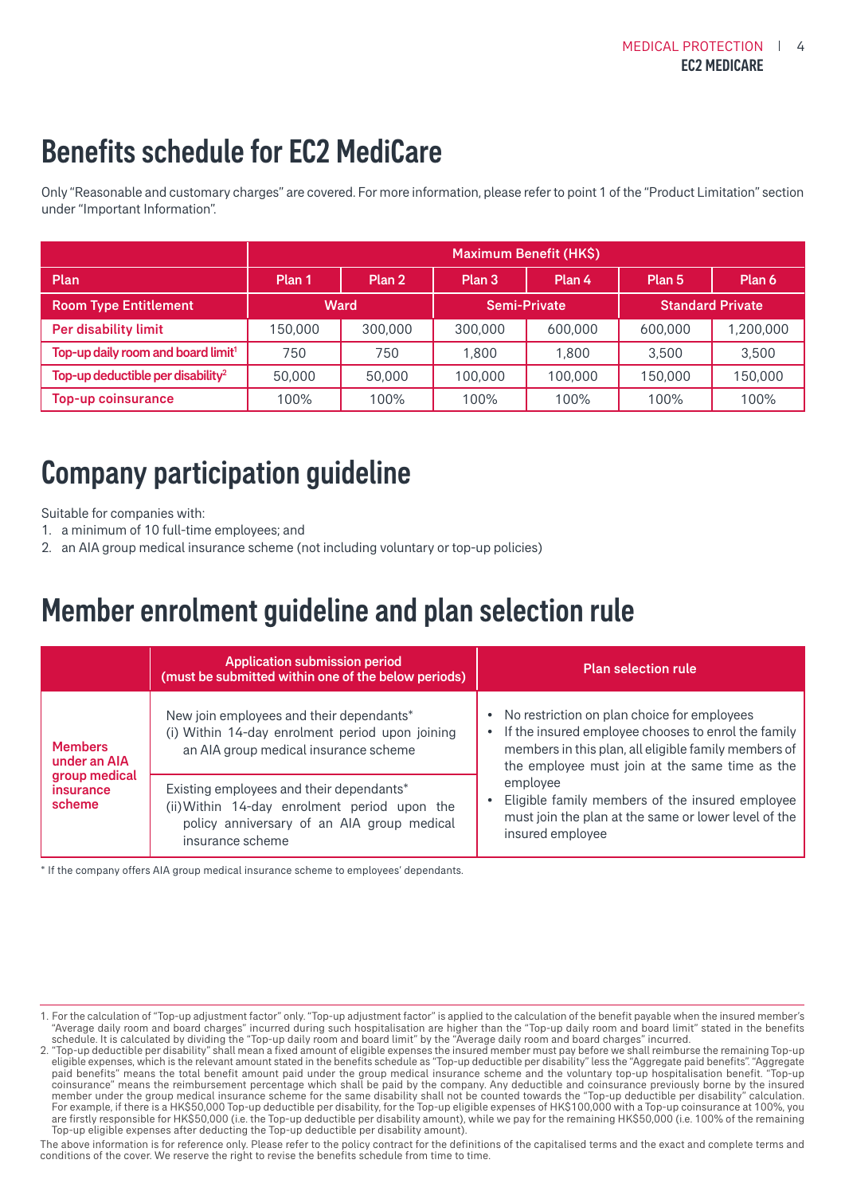# Benefits schedule for EC2 MediCare

Only "Reasonable and customary charges" are covered. For more information, please refer to point 1 of the "Product Limitation" section under "Important Information".

| | Maximum Benefit (HK$) | | | | | |
|---|---|---|---|---|---|---|
| **Plan** | **Plan 1** | **Plan 2** | **Plan 3** | **Plan 4** | **Plan 5** | **Plan 6** |
| **Room Type Entitlement** | **Ward** | | **Semi-Private** | | **Standard Private** | |
| **Per disability limit** | 150,000 | 300,000 | 300,000 | 600,000 | 600,000 | 1,200,000 |
| **Top-up daily room and board limit**[1] | 750 | 750 | 1,800 | 1,800 | 3,500 | 3,500 |
| **Top-up deductible per disability**[2] | 50,000 | 50,000 | 100,000 | 100,000 | 150,000 | 150,000 |
| **Top-up coinsurance** | 100% | 100% | 100% | 100% | 100% | 100% |

# Company participation guideline

Suitable for companies with:

1. a minimum of 10 full-time employees; and
2. an AIA group medical insurance scheme (not including voluntary or top-up policies)

# Member enrolment guideline and plan selection rule

| | Application submission period (must be submitted within one of the below periods) | Plan selection rule |
|---|---|---|
| **Members under an AIA group medical insurance scheme** | New join employees and their dependants* (i) Within 14-day enrolment period upon joining an AIA group medical insurance scheme | • No restriction on plan choice for employees • If the insured employee chooses to enrol the family members in this plan, all eligible family members of the employee must join at the same time as the employee • Eligible family members of the insured employee must join the plan at the same or lower level of the insured employee |
| | Existing employees and their dependants* (ii) Within 14-day enrolment period upon the policy anniversary of an AIA group medical insurance scheme | |

\* If the company offers AIA group medical insurance scheme to employees' dependants.

1. For the calculation of "Top-up adjustment factor" only. "Top-up adjustment factor" is applied to the calculation of the benefit payable when the insured member's "Average daily room and board charges" incurred during such hospitalisation are higher than the "Top-up daily room and board limit" stated in the benefits schedule. It is calculated by dividing the "Top-up daily room and board limit" by the "Average daily room and board charges" incurred.
2. "Top-up deductible per disability" shall mean a fixed amount of eligible expenses the insured member must pay before we shall reimburse the remaining Top-up eligible expenses, which is the relevant amount stated in the benefits schedule as "Top-up deductible per disability" less the "Aggregate paid benefits". "Aggregate paid benefits" means the total benefit amount paid under the group medical insurance scheme and the voluntary top-up hospitalisation benefit. "Top-up coinsurance" means the reimbursement percentage which shall be paid by the company. Any deductible and coinsurance previously borne by the insured member under the group medical insurance scheme for the same disability shall not be counted towards the "Top-up deductible per disability" calculation. For example, if there is a HK$50,000 Top-up deductible per disability, for the Top-up eligible expenses of HK$100,000 with a Top-up coinsurance at 100%, you are firstly responsible for HK$50,000 (i.e. the Top-up deductible per disability amount), while we pay for the remaining HK$50,000 (i.e. 100% of the remaining Top-up eligible expenses after deducting the Top-up deductible per disability amount).

The above information is for reference only. Please refer to the policy contract for the definitions of the capitalised terms and the exact and complete terms and conditions of the cover. We reserve the right to revise the benefits schedule from time to time.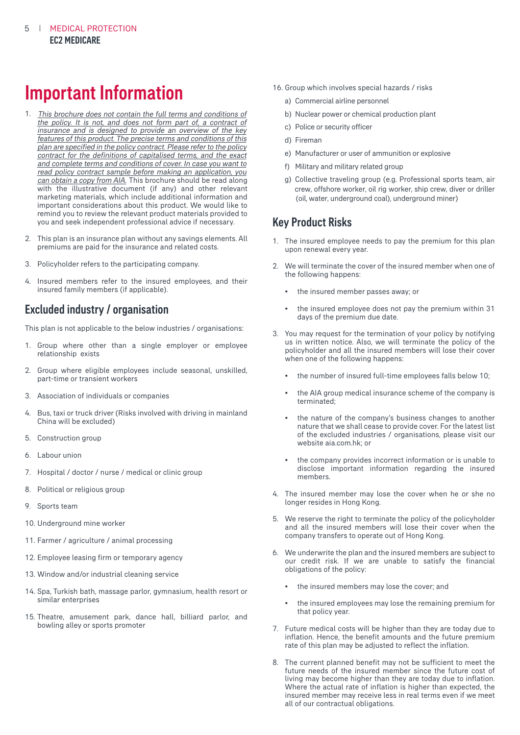# Important Information

1. *This brochure does not contain the full terms and conditions of the policy. It is not, and does not form part of, a contract of insurance and is designed to provide an overview of the key features of this product. The precise terms and conditions of this plan are specified in the policy contract. Please refer to the policy contract for the definitions of capitalised terms, and the exact and complete terms and conditions of cover. In case you want to read policy contract sample before making an application, you can obtain a copy from AIA.* This brochure should be read along with the illustrative document (if any) and other relevant marketing materials, which include additional information and important considerations about this product. We would like to remind you to review the relevant product materials provided to you and seek independent professional advice if necessary.

2. This plan is an insurance plan without any savings elements. All premiums are paid for the insurance and related costs.

3. Policyholder refers to the participating company.

4. Insured members refer to the insured employees, and their insured family members (if applicable).

## Excluded industry / organisation

This plan is not applicable to the below industries / organisations:

1. Group where other than a single employer or employee relationship exists
2. Group where eligible employees include seasonal, unskilled, part-time or transient workers
3. Association of individuals or companies
4. Bus, taxi or truck driver (Risks involved with driving in mainland China will be excluded)
5. Construction group
6. Labour union
7. Hospital / doctor / nurse / medical or clinic group
8. Political or religious group
9. Sports team
10. Underground mine worker
11. Farmer / agriculture / animal processing
12. Employee leasing firm or temporary agency
13. Window and/or industrial cleaning service
14. Spa, Turkish bath, massage parlor, gymnasium, health resort or similar enterprises
15. Theatre, amusement park, dance hall, billiard parlor, and bowling alley or sports promoter
16. Group which involves special hazards / risks
    a) Commercial airline personnel
    b) Nuclear power or chemical production plant
    c) Police or security officer
    d) Fireman
    e) Manufacturer or user of ammunition or explosive
    f) Military and military related group
    g) Collective traveling group (e.g. Professional sports team, air crew, offshore worker, oil rig worker, ship crew, diver or driller (oil, water, underground coal), underground miner)

## Key Product Risks

1. The insured employee needs to pay the premium for this plan upon renewal every year.

2. We will terminate the cover of the insured member when one of the following happens:
   - the insured member passes away; or
   - the insured employee does not pay the premium within 31 days of the premium due date.

3. You may request for the termination of your policy by notifying us in written notice. Also, we will terminate the policy of the policyholder and all the insured members will lose their cover when one of the following happens:
   - the number of insured full-time employees falls below 10;
   - the AIA group medical insurance scheme of the company is terminated;
   - the nature of the company's business changes to another nature that we shall cease to provide cover. For the latest list of the excluded industries / organisations, please visit our website aia.com.hk; or
   - the company provides incorrect information or is unable to disclose important information regarding the insured members.

4. The insured member may lose the cover when he or she no longer resides in Hong Kong.

5. We reserve the right to terminate the policy of the policyholder and all the insured members will lose their cover when the company transfers to operate out of Hong Kong.

6. We underwrite the plan and the insured members are subject to our credit risk. If we are unable to satisfy the financial obligations of the policy:
   - the insured members may lose the cover; and
   - the insured employees may lose the remaining premium for that policy year.

7. Future medical costs will be higher than they are today due to inflation. Hence, the benefit amounts and the future premium rate of this plan may be adjusted to reflect the inflation.

8. The current planned benefit may not be sufficient to meet the future needs of the insured member since the future cost of living may become higher than they are today due to inflation. Where the actual rate of inflation is higher than expected, the insured member may receive less in real terms even if we meet all of our contractual obligations.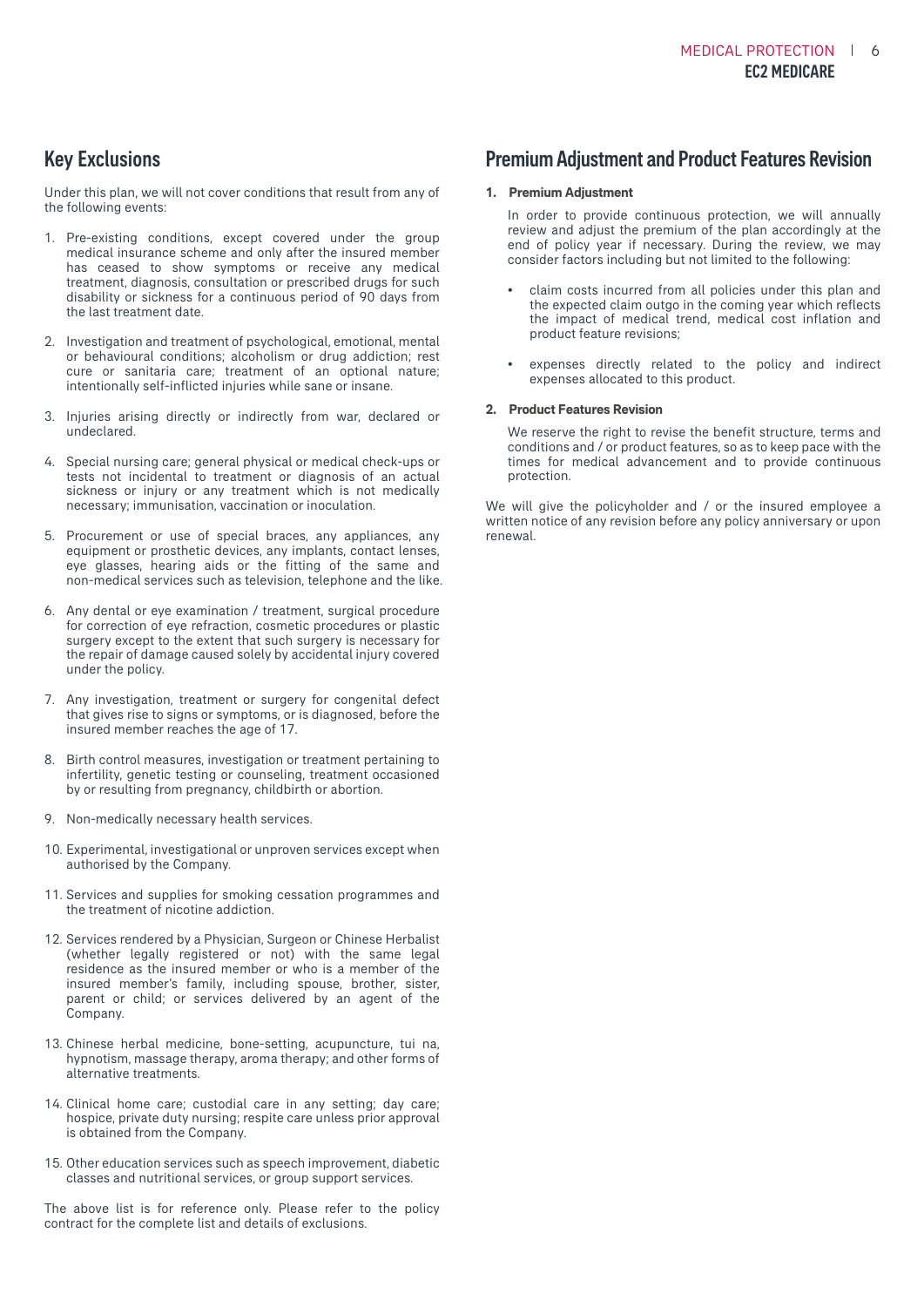## Key Exclusions

Under this plan, we will not cover conditions that result from any of the following events:

1. Pre-existing conditions, except covered under the group medical insurance scheme and only after the insured member has ceased to show symptoms or receive any medical treatment, diagnosis, consultation or prescribed drugs for such disability or sickness for a continuous period of 90 days from the last treatment date.
2. Investigation and treatment of psychological, emotional, mental or behavioural conditions; alcoholism or drug addiction; rest cure or sanitaria care; treatment of an optional nature; intentionally self-inflicted injuries while sane or insane.
3. Injuries arising directly or indirectly from war, declared or undeclared.
4. Special nursing care; general physical or medical check-ups or tests not incidental to treatment or diagnosis of an actual sickness or injury or any treatment which is not medically necessary; immunisation, vaccination or inoculation.
5. Procurement or use of special braces, any appliances, any equipment or prosthetic devices, any implants, contact lenses, eye glasses, hearing aids or the fitting of the same and non-medical services such as television, telephone and the like.
6. Any dental or eye examination / treatment, surgical procedure for correction of eye refraction, cosmetic procedures or plastic surgery except to the extent that such surgery is necessary for the repair of damage caused solely by accidental injury covered under the policy.
7. Any investigation, treatment or surgery for congenital defect that gives rise to signs or symptoms, or is diagnosed, before the insured member reaches the age of 17.
8. Birth control measures, investigation or treatment pertaining to infertility, genetic testing or counseling, treatment occasioned by or resulting from pregnancy, childbirth or abortion.
9. Non-medically necessary health services.
10. Experimental, investigational or unproven services except when authorised by the Company.
11. Services and supplies for smoking cessation programmes and the treatment of nicotine addiction.
12. Services rendered by a Physician, Surgeon or Chinese Herbalist (whether legally registered or not) with the same legal residence as the insured member or who is a member of the insured member's family, including spouse, brother, sister, parent or child; or services delivered by an agent of the Company.
13. Chinese herbal medicine, bone-setting, acupuncture, tui na, hypnotism, massage therapy, aroma therapy; and other forms of alternative treatments.
14. Clinical home care; custodial care in any setting; day care; hospice, private duty nursing; respite care unless prior approval is obtained from the Company.
15. Other education services such as speech improvement, diabetic classes and nutritional services, or group support services.

The above list is for reference only. Please refer to the policy contract for the complete list and details of exclusions.

## Premium Adjustment and Product Features Revision

**1. Premium Adjustment**

In order to provide continuous protection, we will annually review and adjust the premium of the plan accordingly at the end of policy year if necessary. During the review, we may consider factors including but not limited to the following:

- claim costs incurred from all policies under this plan and the expected claim outgo in the coming year which reflects the impact of medical trend, medical cost inflation and product feature revisions;
- expenses directly related to the policy and indirect expenses allocated to this product.

**2. Product Features Revision**

We reserve the right to revise the benefit structure, terms and conditions and / or product features, so as to keep pace with the times for medical advancement and to provide continuous protection.

We will give the policyholder and / or the insured employee a written notice of any revision before any policy anniversary or upon renewal.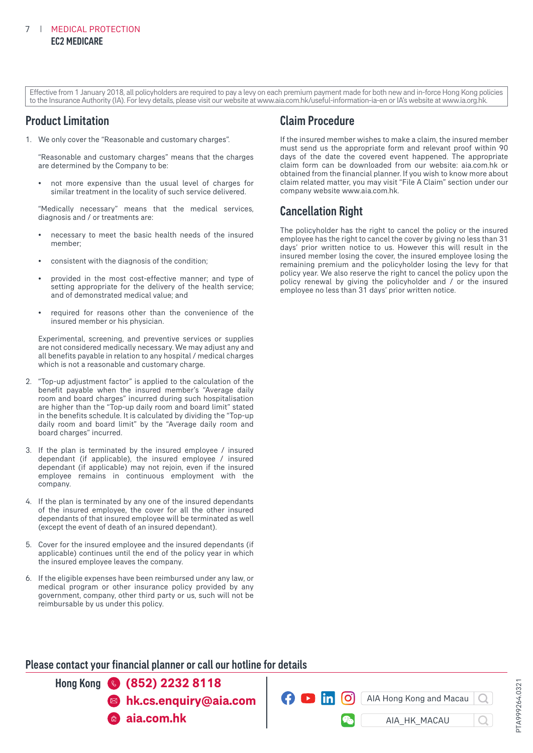Effective from 1 January 2018, all policyholders are required to pay a levy on each premium payment made for both new and in-force Hong Kong policies to the Insurance Authority (IA). For levy details, please visit our website at www.aia.com.hk/useful-information-ia-en or IA's website at www.ia.org.hk.

## Product Limitation

1. We only cover the "Reasonable and customary charges".

   "Reasonable and customary charges" means that the charges are determined by the Company to be:

   - not more expensive than the usual level of charges for similar treatment in the locality of such service delivered.

   "Medically necessary" means that the medical services, diagnosis and / or treatments are:

   - necessary to meet the basic health needs of the insured member;
   - consistent with the diagnosis of the condition;
   - provided in the most cost-effective manner; and type of setting appropriate for the delivery of the health service; and of demonstrated medical value; and
   - required for reasons other than the convenience of the insured member or his physician.

   Experimental, screening, and preventive services or supplies are not considered medically necessary. We may adjust any and all benefits payable in relation to any hospital / medical charges which is not a reasonable and customary charge.

2. "Top-up adjustment factor" is applied to the calculation of the benefit payable when the insured member's "Average daily room and board charges" incurred during such hospitalisation are higher than the "Top-up daily room and board limit" stated in the benefits schedule. It is calculated by dividing the "Top-up daily room and board limit" by the "Average daily room and board charges" incurred.

3. If the plan is terminated by the insured employee / insured dependant (if applicable), the insured employee / insured dependant (if applicable) may not rejoin, even if the insured employee remains in continuous employment with the company.

4. If the plan is terminated by any one of the insured dependants of the insured employee, the cover for all the other insured dependants of that insured employee will be terminated as well (except the event of death of an insured dependant).

5. Cover for the insured employee and the insured dependants (if applicable) continues until the end of the policy year in which the insured employee leaves the company.

6. If the eligible expenses have been reimbursed under any law, or medical program or other insurance policy provided by any government, company, other third party or us, such will not be reimbursable by us under this policy.

## Claim Procedure

If the insured member wishes to make a claim, the insured member must send us the appropriate form and relevant proof within 90 days of the date the covered event happened. The appropriate claim form can be downloaded from our website: aia.com.hk or obtained from the financial planner. If you wish to know more about claim related matter, you may visit "File A Claim" section under our company website www.aia.com.hk.

## Cancellation Right

The policyholder has the right to cancel the policy or the insured employee has the right to cancel the cover by giving no less than 31 days' prior written notice to us. However this will result in the insured member losing the cover, the insured employee losing the remaining premium and the policyholder losing the levy for that policy year. We also reserve the right to cancel the policy upon the policy renewal by giving the policyholder and / or the insured employee no less than 31 days' prior written notice.

## Please contact your financial planner or call our hotline for details

**Hong Kong**
- **(852) 2232 8118**
- **hk.cs.enquiry@aia.com**
- **aia.com.hk**

AIA Hong Kong and Macau

AIA_HK_MACAU

PTA999264.0321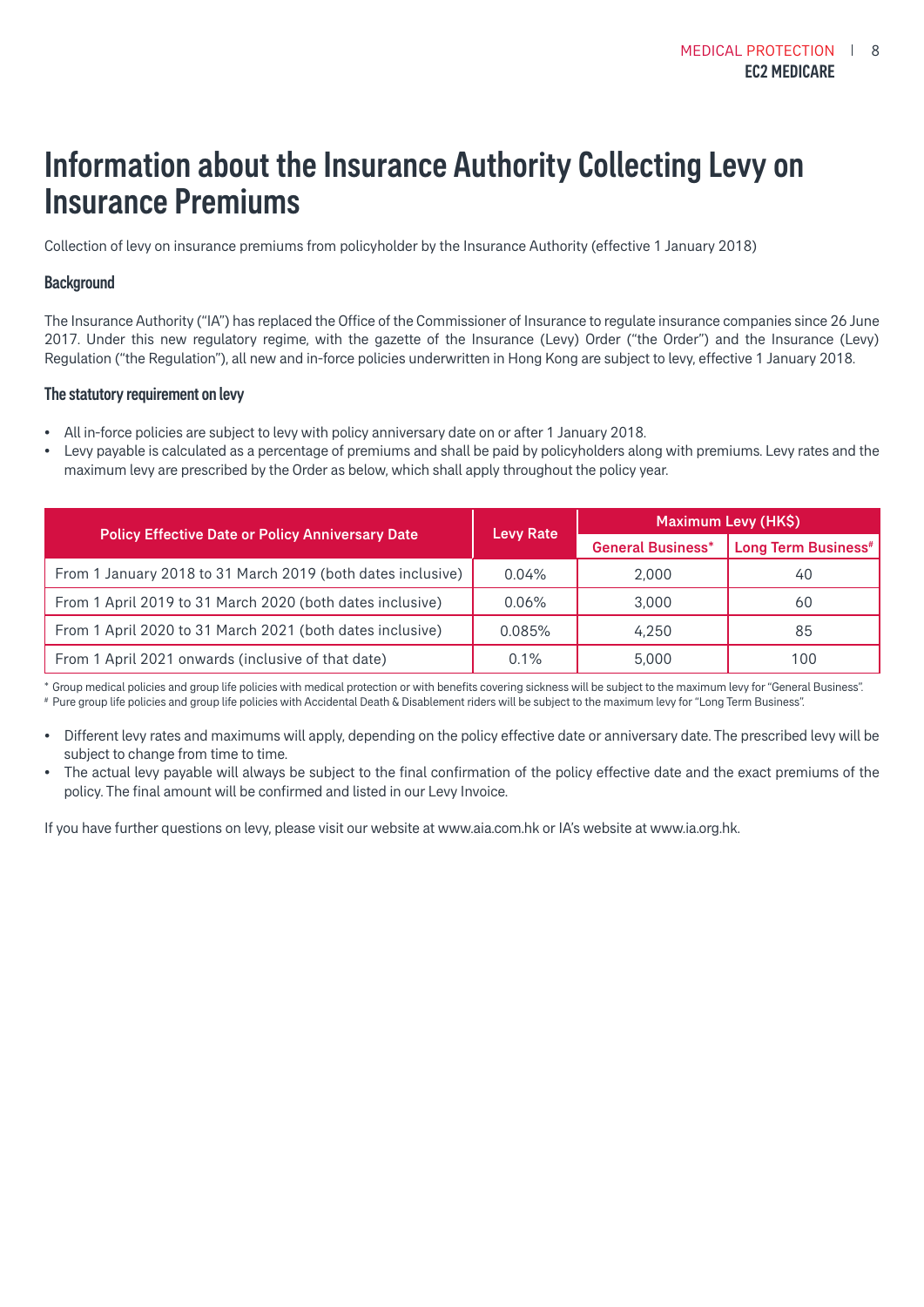# Information about the Insurance Authority Collecting Levy on Insurance Premiums

Collection of levy on insurance premiums from policyholder by the Insurance Authority (effective 1 January 2018)

### Background

The Insurance Authority ("IA") has replaced the Office of the Commissioner of Insurance to regulate insurance companies since 26 June 2017. Under this new regulatory regime, with the gazette of the Insurance (Levy) Order ("the Order") and the Insurance (Levy) Regulation ("the Regulation"), all new and in-force policies underwritten in Hong Kong are subject to levy, effective 1 January 2018.

### The statutory requirement on levy

- All in-force policies are subject to levy with policy anniversary date on or after 1 January 2018.
- Levy payable is calculated as a percentage of premiums and shall be paid by policyholders along with premiums. Levy rates and the maximum levy are prescribed by the Order as below, which shall apply throughout the policy year.

| Policy Effective Date or Policy Anniversary Date | Levy Rate | Maximum Levy (HK$) | |
|---|---|---|---|
| | | General Business* | Long Term Business# |
| From 1 January 2018 to 31 March 2019 (both dates inclusive) | 0.04% | 2,000 | 40 |
| From 1 April 2019 to 31 March 2020 (both dates inclusive) | 0.06% | 3,000 | 60 |
| From 1 April 2020 to 31 March 2021 (both dates inclusive) | 0.085% | 4,250 | 85 |
| From 1 April 2021 onwards (inclusive of that date) | 0.1% | 5,000 | 100 |

* Group medical policies and group life policies with medical protection or with benefits covering sickness will be subject to the maximum levy for "General Business".

# Pure group life policies and group life policies with Accidental Death & Disablement riders will be subject to the maximum levy for "Long Term Business".

- Different levy rates and maximums will apply, depending on the policy effective date or anniversary date. The prescribed levy will be subject to change from time to time.
- The actual levy payable will always be subject to the final confirmation of the policy effective date and the exact premiums of the policy. The final amount will be confirmed and listed in our Levy Invoice.

If you have further questions on levy, please visit our website at www.aia.com.hk or IA's website at www.ia.org.hk.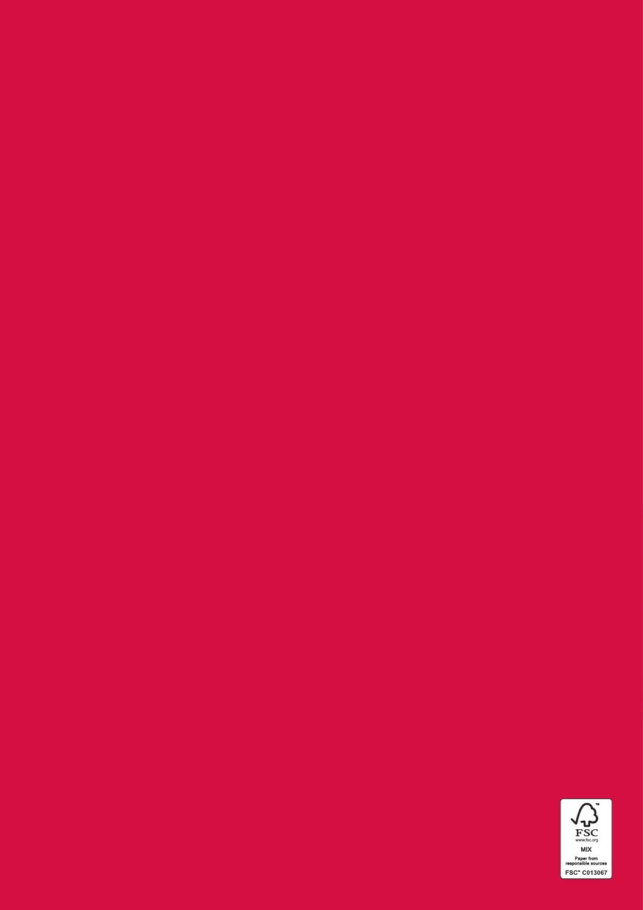FSC

www.fsc.org

MIX

Paper from responsible sources

FSC™ C013067